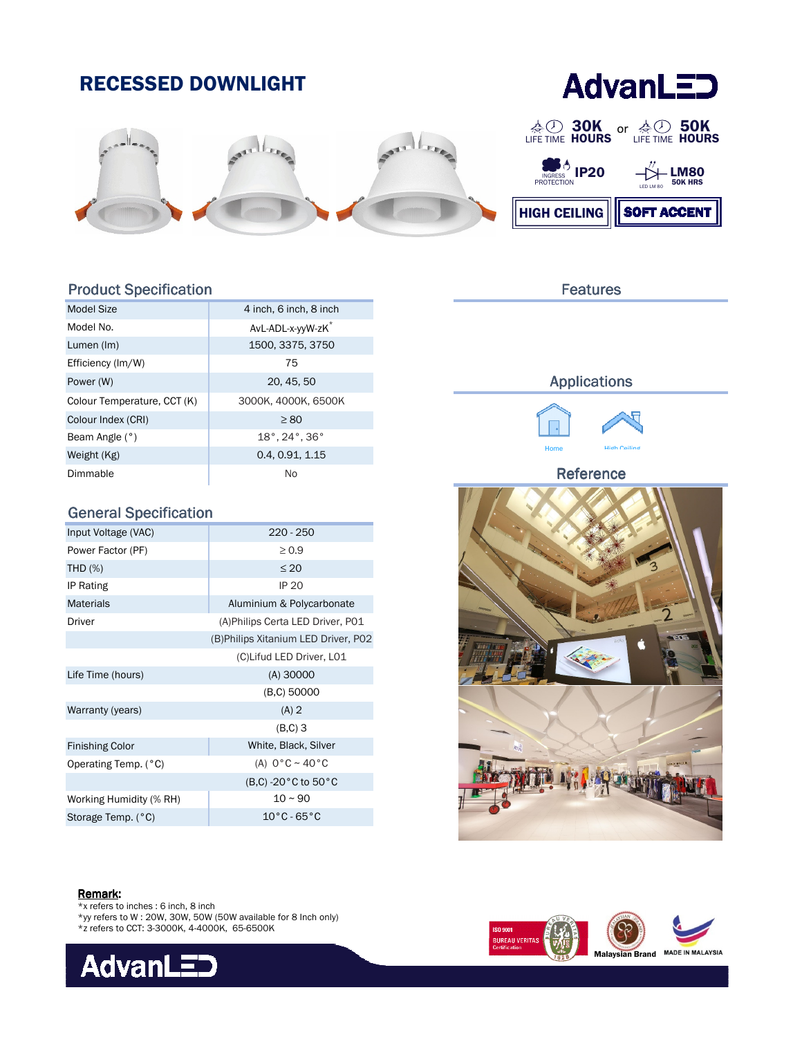# RECESSED DOWNLIGHT

AdvanLED

30K LIFE TIME HOURS or 50K LIFE TIME HOURS

INGRESS PROTECTION IP20

LED LM 80 LM80 50K HRS

HIGH CEILING | SOFT ACCENT

## Product Specification

| Model Size | 4 inch, 6 inch, 8 inch |
|---|---|
| Model No. | AvL-ADL-x-yyW-zK* |
| Lumen (lm) | 1500, 3375, 3750 |
| Efficiency (lm/W) | 75 |
| Power (W) | 20, 45, 50 |
| Colour Temperature, CCT (K) | 3000K, 4000K, 6500K |
| Colour Index (CRI) | ≥ 80 |
| Beam Angle (°) | 18°, 24°, 36° |
| Weight (Kg) | 0.4, 0.91, 1.15 |
| Dimmable | No |

## General Specification

| Input Voltage (VAC) | 220 - 250 |
|---|---|
| Power Factor (PF) | ≥ 0.9 |
| THD (%) | ≤ 20 |
| IP Rating | IP 20 |
| Materials | Aluminium & Polycarbonate |
| Driver | (A)Philips Certa LED Driver, P01 |
| | (B)Philips Xitanium LED Driver, P02 |
| | (C)Lifud LED Driver, L01 |
| Life Time (hours) | (A) 30000 |
| | (B,C) 50000 |
| Warranty (years) | (A) 2 |
| | (B,C) 3 |
| Finishing Color | White, Black, Silver |
| Operating Temp. (°C) | (A) 0°C ~ 40°C |
| | (B,C) -20°C to 50°C |
| Working Humidity (% RH) | 10 ~ 90 |
| Storage Temp. (°C) | 10°C - 65°C |

## Features

## Applications

Home

High Ceiling

## Reference

**Remark:**

*x refers to inches : 6 inch, 8 inch
*yy refers to W : 20W, 30W, 50W (50W available for 8 Inch only)
*z refers to CCT: 3-3000K, 4-4000K, 65-6500K

ISO 9001 BUREAU VERITAS Certification

Malaysian Brand

MADE IN MALAYSIA

AdvanLED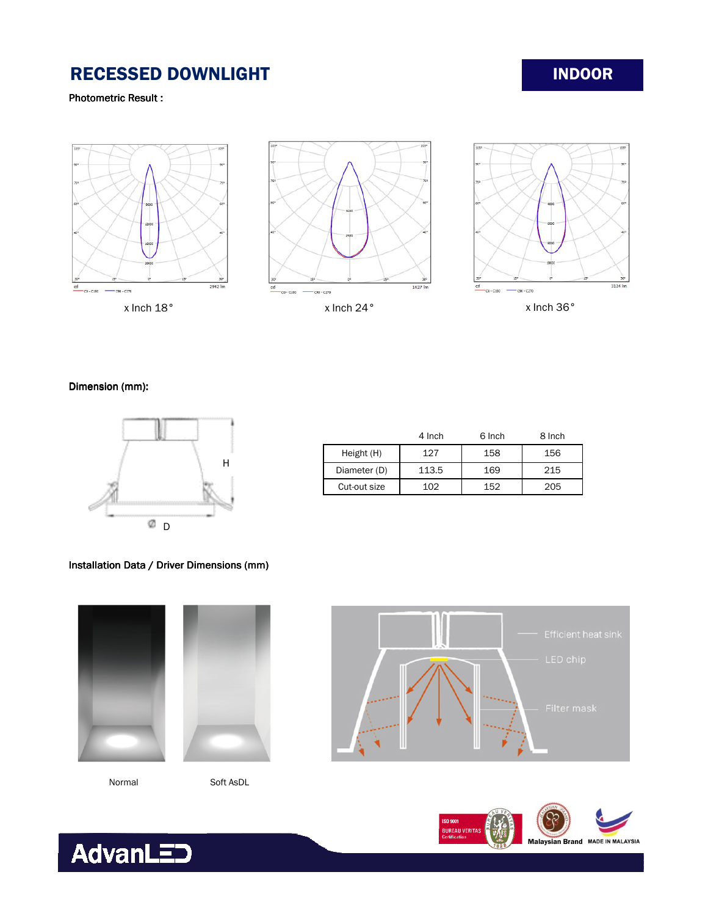# RECESSED DOWNLIGHT

INDOOR

**Photometric Result :**

x Inch 18°

x Inch 24°

x Inch 36°

**Dimension (mm):**

H

Ø D

| | 4 Inch | 6 Inch | 8 Inch |
|---|---|---|---|
| Height (H) | 127 | 158 | 156 |
| Diameter (D) | 113.5 | 169 | 215 |
| Cut-out size | 102 | 152 | 205 |

**Installation Data / Driver Dimensions (mm)**

Normal

Soft AsDL

Efficient heat sink

LED chip

Filter mask